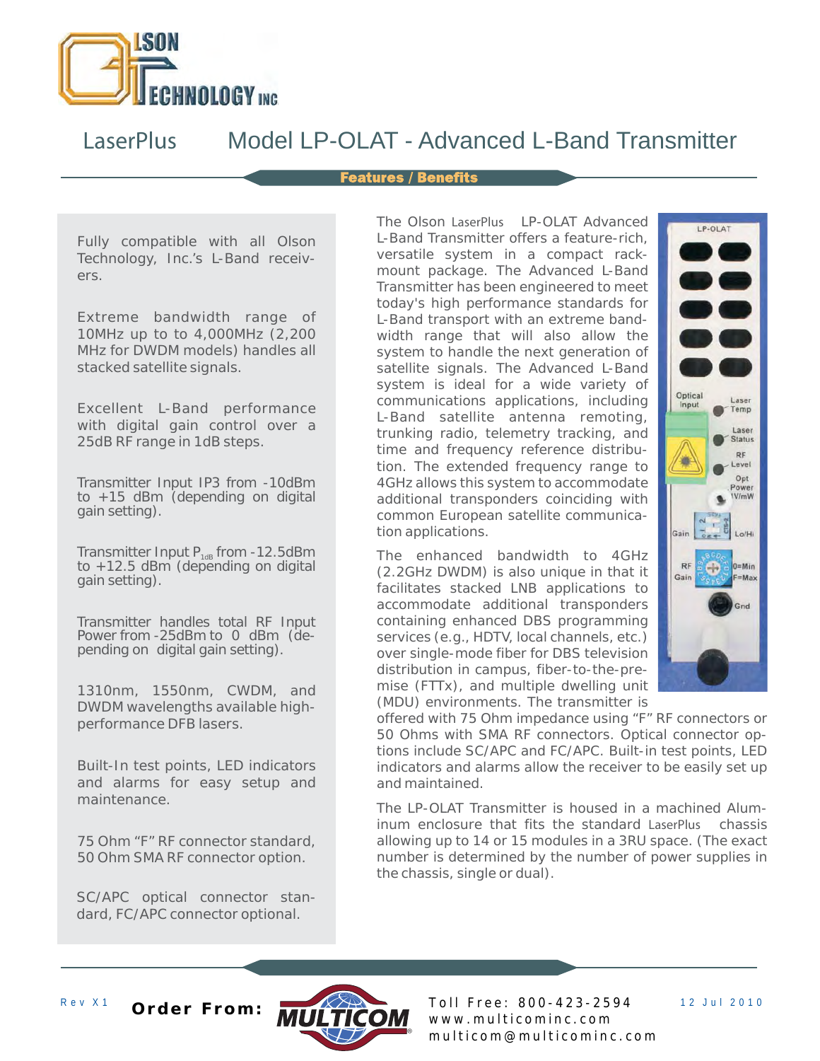# LaserPlus Model LP-OLAT - Advanced L-Band Transmitter

## Features / Benefits

- Fully compatible with all Olson Technology, Inc.'s L-Band receivers.
- Extreme bandwidth range of 10MHz up to to 4,000MHz (2,200 MHz for DWDM models) handles all stacked satellite signals.
- Excellent L-Band performance with digital gain control over a 25dB RF range in 1dB steps.
- Transmitter Input IP3 from -10dBm to +15 dBm (depending on digital gain setting).
- Transmitter Input $P_{1dB}$ from -12.5dBm to +12.5 dBm (depending on digital gain setting).
- Transmitter handles total RF Input Power from -25dBm to 0 dBm (depending on digital gain setting).
- 1310nm, 1550nm, CWDM, and DWDM wavelengths available high-performance DFB lasers.
- Built-In test points, LED indicators and alarms for easy setup and maintenance.
- 75 Ohm "F" RF connector standard, 50 Ohm SMA RF connector option.
- SC/APC optical connector standard, FC/APC connector optional.

The Olson LaserPlus LP-OLAT Advanced L-Band Transmitter offers a feature-rich, versatile system in a compact rack-mount package. The Advanced L-Band Transmitter has been engineered to meet today's high performance standards for L-Band transport with an extreme bandwidth range that will also allow the system to handle the next generation of satellite signals. The Advanced L-Band system is ideal for a wide variety of communications applications, including L-Band satellite antenna remoting, trunking radio, telemetry tracking, and time and frequency reference distribution. The extended frequency range to 4GHz allows this system to accommodate additional transponders coinciding with common European satellite communication applications.

The enhanced bandwidth to 4GHz (2.2GHz DWDM) is also unique in that it facilitates stacked LNB applications to accommodate additional transponders containing enhanced DBS programming services (e.g., HDTV, local channels, etc.) over single-mode fiber for DBS television distribution in campus, fiber-to-the-premise (FTTx), and multiple dwelling unit (MDU) environments. The transmitter is offered with 75 Ohm impedance using "F" RF connectors or 50 Ohms with SMA RF connectors. Optical connector options include SC/APC and FC/APC. Built-in test points, LED indicators and alarms allow the receiver to be easily set up and maintained.

The LP-OLAT Transmitter is housed in a machined Aluminum enclosure that fits the standard LaserPlus chassis allowing up to 14 or 15 modules in a 3RU space. (The exact number is determined by the number of power supplies in the chassis, single or dual).

Rev X1 **Order From:** MULTICOM Toll Free: 800-423-2594 www.multicominc.com multicom@multicominc.com 12 Jul 2010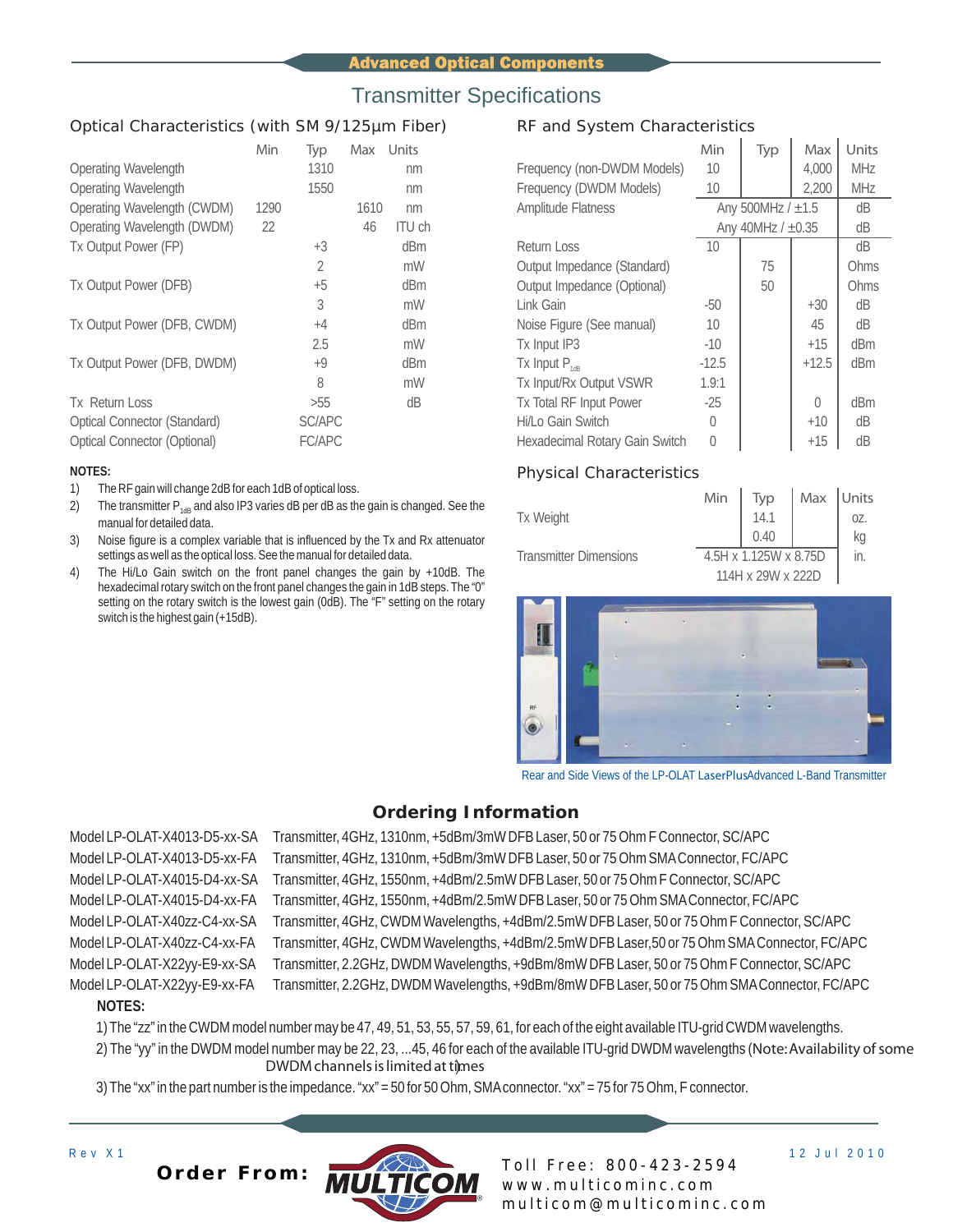Advanced Optical Components

# Transmitter Specifications

## Optical Characteristics (with SM 9/125µm Fiber)

| | Min | Typ | Max | Units |
|---|---|---|---|---|
| Operating Wavelength | | 1310 | | nm |
| Operating Wavelength | | 1550 | | nm |
| Operating Wavelength (CWDM) | 1290 | | 1610 | nm |
| Operating Wavelength (DWDM) | 22 | | 46 | ITU ch |
| Tx Output Power (FP) | | +3 | | dBm |
| | | 2 | | mW |
| Tx Output Power (DFB) | | +5 | | dBm |
| | | 3 | | mW |
| Tx Output Power (DFB, CWDM) | | +4 | | dBm |
| | | 2.5 | | mW |
| Tx Output Power (DFB, DWDM) | | +9 | | dBm |
| | | 8 | | mW |
| Tx Return Loss | | >55 | | dB |
| Optical Connector (Standard) | | SC/APC | | |
| Optical Connector (Optional) | | FC/APC | | |

**NOTES:**

1) The RF gain will change 2dB for each 1dB of optical loss.
2) The transmitter $P_{1dB}$ and also IP3 varies dB per dB as the gain is changed. See the manual for detailed data.
3) Noise figure is a complex variable that is influenced by the Tx and Rx attenuator settings as well as the optical loss. See the manual for detailed data.
4) The Hi/Lo Gain switch on the front panel changes the gain by +10dB. The hexadecimal rotary switch on the front panel changes the gain in 1dB steps. The "0" setting on the rotary switch is the lowest gain (0dB). The "F" setting on the rotary switch is the highest gain (+15dB).

## RF and System Characteristics

| | Min | Typ | Max | Units |
|---|---|---|---|---|
| Frequency (non-DWDM Models) | 10 | | 4,000 | MHz |
| Frequency (DWDM Models) | 10 | | 2,200 | MHz |
| Amplitude Flatness | Any 500MHz / ±1.5 | | | dB |
| | Any 40MHz / ±0.35 | | | dB |
| Return Loss | 10 | | | dB |
| Output Impedance (Standard) | | 75 | | Ohms |
| Output Impedance (Optional) | | 50 | | Ohms |
| Link Gain | -50 | | +30 | dB |
| Noise Figure (See manual) | 10 | | 45 | dB |
| Tx Input IP3 | -10 | | +15 | dBm |
| Tx Input $P_{1dB}$ | -12.5 | | +12.5 | dBm |
| Tx Input/Rx Output VSWR | 1.9:1 | | | |
| Tx Total RF Input Power | -25 | | 0 | dBm |
| Hi/Lo Gain Switch | 0 | | +10 | dB |
| Hexadecimal Rotary Gain Switch | 0 | | +15 | dB |

## Physical Characteristics

| | Min | Typ | Max | Units |
|---|---|---|---|---|
| Tx Weight | | 14.1 | | oz. |
| | | 0.40 | | kg |
| Transmitter Dimensions | 4.5H x 1.125W x 8.75D | | | in. |
| | 114H x 29W x 222D | | | |

Rear and Side Views of the LP-OLAT LaserPlusAdvanced L-Band Transmitter

## Ordering Information

| | |
|---|---|
| Model LP-OLAT-X4013-D5-xx-SA | Transmitter, 4GHz, 1310nm, +5dBm/3mW DFB Laser, 50 or 75 Ohm F Connector, SC/APC |
| Model LP-OLAT-X4013-D5-xx-FA | Transmitter, 4GHz, 1310nm, +5dBm/3mW DFB Laser, 50 or 75 Ohm SMA Connector, FC/APC |
| Model LP-OLAT-X4015-D4-xx-SA | Transmitter, 4GHz, 1550nm, +4dBm/2.5mW DFB Laser, 50 or 75 Ohm F Connector, SC/APC |
| Model LP-OLAT-X4015-D4-xx-FA | Transmitter, 4GHz, 1550nm, +4dBm/2.5mW DFB Laser, 50 or 75 Ohm SMA Connector, FC/APC |
| Model LP-OLAT-X40zz-C4-xx-SA | Transmitter, 4GHz, CWDM Wavelengths, +4dBm/2.5mW DFB Laser, 50 or 75 Ohm F Connector, SC/APC |
| Model LP-OLAT-X40zz-C4-xx-FA | Transmitter, 4GHz, CWDM Wavelengths, +4dBm/2.5mW DFB Laser, 50 or 75 Ohm SMA Connector, FC/APC |
| Model LP-OLAT-X22yy-E9-xx-SA | Transmitter, 2.2GHz, DWDM Wavelengths, +9dBm/8mW DFB Laser, 50 or 75 Ohm F Connector, SC/APC |
| Model LP-OLAT-X22yy-E9-xx-FA | Transmitter, 2.2GHz, DWDM Wavelengths, +9dBm/8mW DFB Laser, 50 or 75 Ohm SMA Connector, FC/APC |

**NOTES:**

1) The "zz" in the CWDM model number may be 47, 49, 51, 53, 55, 57, 59, 61, for each of the eight available ITU-grid CWDM wavelengths.
2) The "yy" in the DWDM model number may be 22, 23, ...45, 46 for each of the available ITU-grid DWDM wavelengths (Note: Availability of some DWDM channels is limited at times
3) The "xx" in the part number is the impedance. "xx" = 50 for 50 Ohm, SMA connector. "xx" = 75 for 75 Ohm, F connector.

Rev X1

12 Jul 2010

**Order From:** MULTICOM

Toll Free: 800-423-2594
www.multicominc.com
multicom@multicominc.com